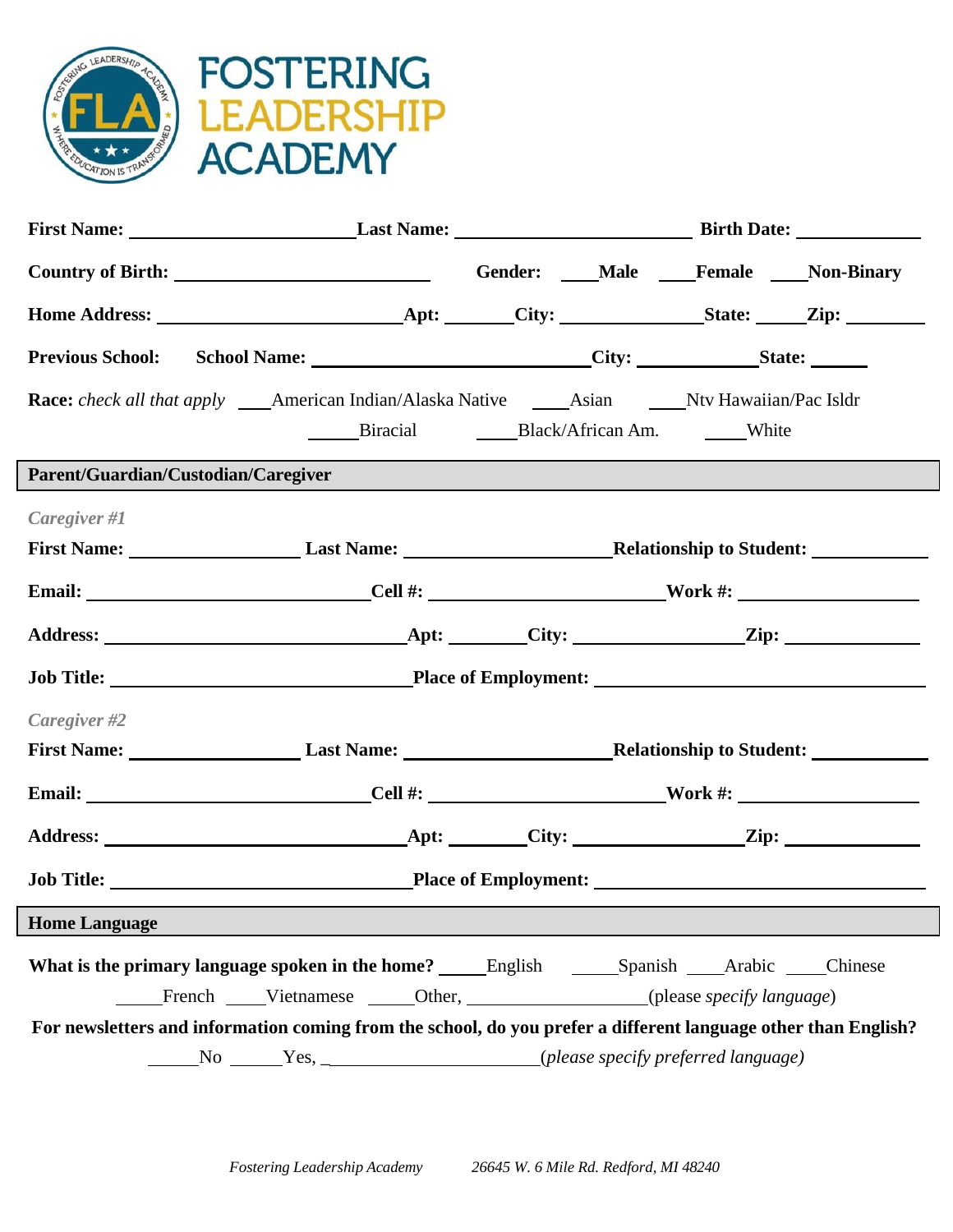# FOSTERING LEADERSHIP ACADEMY

**First Name:** ______________________ **Last Name:** ________________________ **Birth Date:** ____________

**Country of Birth:** __________________________ **Gender:** ____**Male** ____**Female** ____**Non-Binary**

**Home Address:** ________________________ **Apt:** ______ **City:** ______________ **State:** _____ **Zip:** ________

**Previous School:** **School Name:** ___________________________ **City:** ____________ **State:** ______

**Race:** *check all that apply* ____American Indian/Alaska Native ____Asian ____Ntv Hawaiian/Pac Isldr

_____Biracial ____Black/African Am. ____White

## Parent/Guardian/Custodian/Caregiver

*Caregiver #1*

**First Name:** _________________ **Last Name:** ____________________ **Relationship to Student:** ___________

**Email:** _____________________________ **Cell #:** _______________________ **Work #:** __________________

**Address:** ______________________________ **Apt:** _______ **City:** _________________ **Zip:** _____________

**Job Title:** ______________________________ **Place of Employment:** _________________________________

*Caregiver #2*

**First Name:** _________________ **Last Name:** ____________________ **Relationship to Student:** ___________

**Email:** _____________________________ **Cell #:** _______________________ **Work #:** __________________

**Address:** ______________________________ **Apt:** _______ **City:** _________________ **Zip:** _____________

**Job Title:** ______________________________ **Place of Employment:** _________________________________

## Home Language

**What is the primary language spoken in the home?** _____English _____Spanish ____Arabic ____Chinese

_____French ____Vietnamese _____Other, __________________(please *specify language*)

**For newsletters and information coming from the school, do you prefer a different language other than English?**

_____No _____Yes, _____________________(*please specify preferred language)*

*Fostering Leadership Academy 26645 W. 6 Mile Rd. Redford, MI 48240*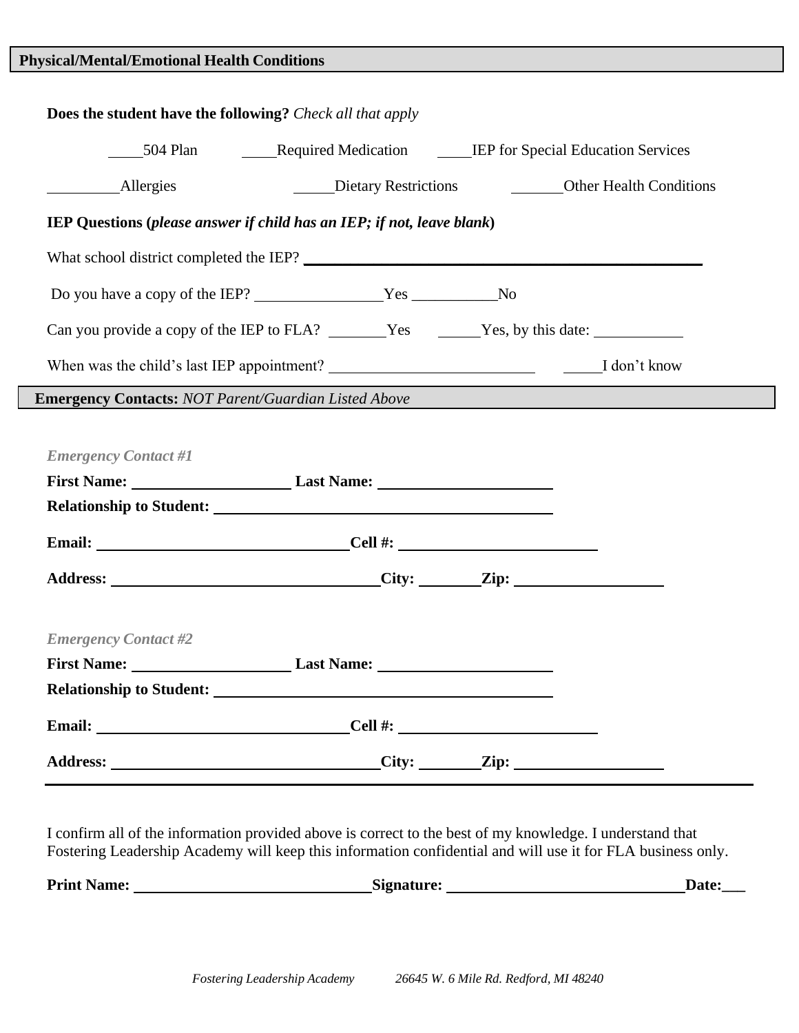## Physical/Mental/Emotional Health Conditions

**Does the student have the following?** *Check all that apply*

____504 Plan ____Required Medication ____IEP for Special Education Services

________Allergies _____Dietary Restrictions ______Other Health Conditions

**IEP Questions (*please answer if child has an IEP; if not, leave blank*)**

What school district completed the IEP? ____________________________________________

Do you have a copy of the IEP? _______________Yes __________No

Can you provide a copy of the IEP to FLA? _______Yes _____Yes, by this date: __________

When was the child's last IEP appointment? ______________________ _____I don't know

## Emergency Contacts: *NOT Parent/Guardian Listed Above*

*Emergency Contact #1*

**First Name:** __________________ **Last Name:** ____________________

**Relationship to Student:** ________________________________________

**Email:** ______________________________ **Cell #:** ______________________

**Address:** _______________________________ **City:** _______ **Zip:** _________________

*Emergency Contact #2*

**First Name:** __________________ **Last Name:** ____________________

**Relationship to Student:** ________________________________________

**Email:** ______________________________ **Cell #:** ______________________

**Address:** _______________________________ **City:** _______ **Zip:** _________________

---

I confirm all of the information provided above is correct to the best of my knowledge. I understand that Fostering Leadership Academy will keep this information confidential and will use it for FLA business only.

**Print Name:** ____________________________ **Signature:** ____________________________ **Date:**___

*Fostering Leadership Academy 26645 W. 6 Mile Rd. Redford, MI 48240*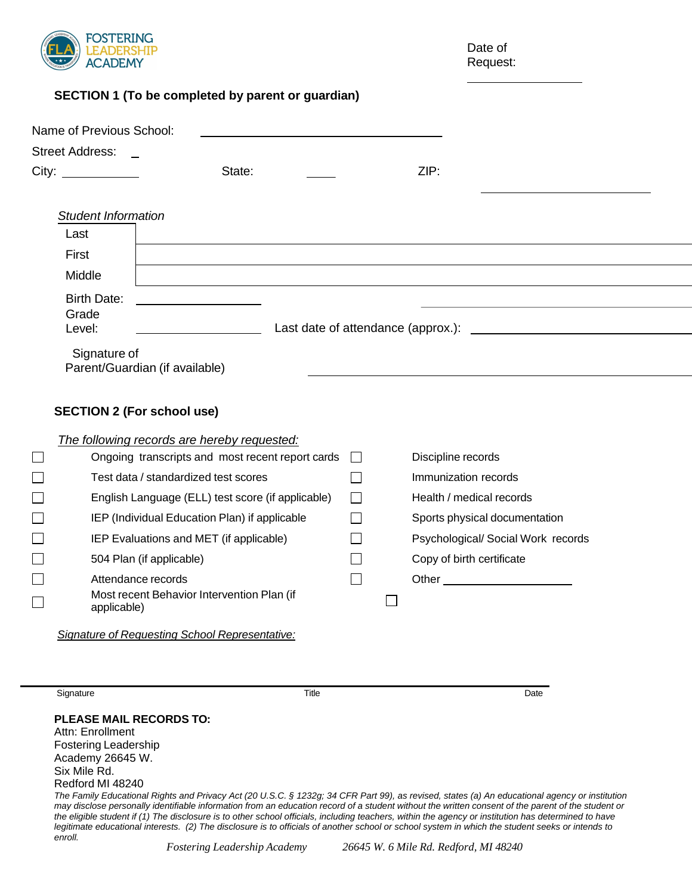FOSTERING LEADERSHIP ACADEMY

Date of Request: ____________________

## SECTION 1 (To be completed by parent or guardian)

Name of Previous School: ________________________________________

Street Address: _

City: ____________ State: _____ ZIP: ____________________

*Student Information*

| | |
|---|---|
| Last | |
| First | |
| Middle | |

Birth Date: ________________

Grade Level: ________________ Last date of attendance (approx.): ________________________

Signature of Parent/Guardian (if available) ________________________________________

## SECTION 2 (For school use)

*The following records are hereby requested:*

- ☐ Ongoing transcripts and most recent report cards
- ☐ Test data / standardized test scores
- ☐ English Language (ELL) test score (if applicable)
- ☐ IEP (Individual Education Plan) if applicable
- ☐ IEP Evaluations and MET (if applicable)
- ☐ 504 Plan (if applicable)
- ☐ Attendance records
- ☐ Most recent Behavior Intervention Plan (if applicable)
- ☐ Discipline records
- ☐ Immunization records
- ☐ Health / medical records
- ☐ Sports physical documentation
- ☐ Psychological/ Social Work records
- ☐ Copy of birth certificate
- ☐ Other ____________________
- ☐

*Signature of Requesting School Representative:*

________________________________________________________________________________

Signature Title Date

**PLEASE MAIL RECORDS TO:**
Attn: Enrollment
Fostering Leadership Academy 26645 W. Six Mile Rd.
Redford MI 48240

*The Family Educational Rights and Privacy Act (20 U.S.C. § 1232g; 34 CFR Part 99), as revised, states (a) An educational agency or institution may disclose personally identifiable information from an education record of a student without the written consent of the parent of the student or the eligible student if (1) The disclosure is to other school officials, including teachers, within the agency or institution has determined to have legitimate educational interests. (2) The disclosure is to officials of another school or school system in which the student seeks or intends to enroll.*

*Fostering Leadership Academy 26645 W. 6 Mile Rd. Redford, MI 48240*